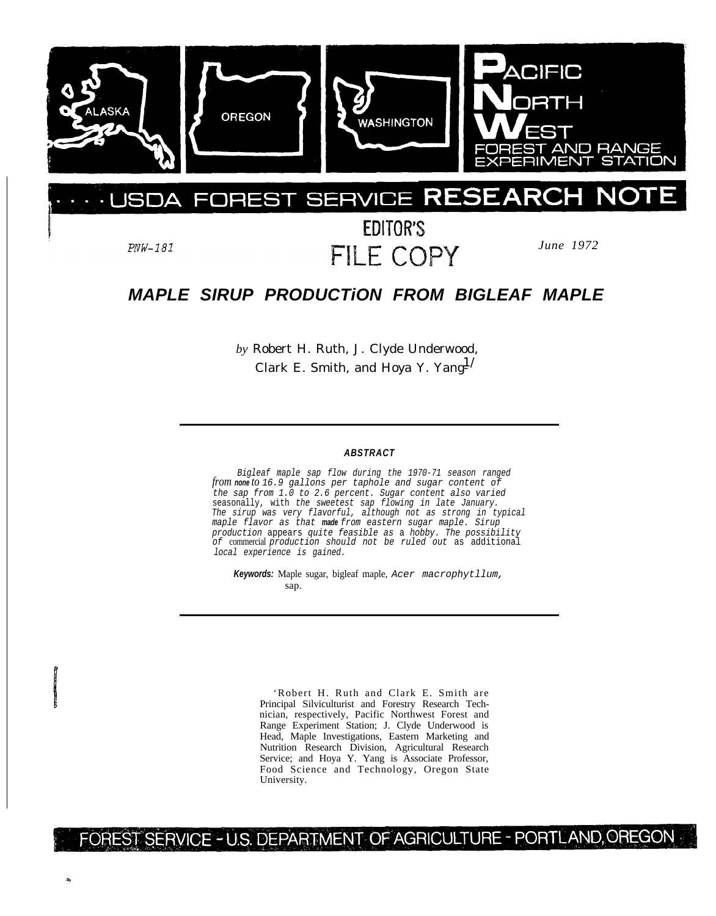PACIFIC NORTH WEST FOREST AND RANGE EXPERIMENT STATION

USDA FOREST SERVICE RESEARCH NOTE

PNW-181

EDITOR'S FILE COPY

June 1972

# MAPLE SIRUP PRODUCTiON FROM BIGLEAF MAPLE

*by* Robert H. Ruth, J. Clyde Underwood, Clark E. Smith, and Hoya Y. Yang[1/]

---

### ABSTRACT

*Bigleaf maple sap flow during the 1970-71 season ranged from none to 16.9 gallons per taphole and sugar content of the sap from 1.0 to 2.6 percent. Sugar content also varied seasonally, with the sweetest sap flowing in late January. The sirup was very flavorful, although not as strong in typical maple flavor as that made from eastern sugar maple. Sirup production appears quite feasible as a hobby. The possibility of commercial production should not be ruled out as additional local experience is gained.*

**Keywords:** Maple sugar, bigleaf maple, *Acer macrophytllum*, sap.

---

[1] Robert H. Ruth and Clark E. Smith are Principal Silviculturist and Forestry Research Technician, respectively, Pacific Northwest Forest and Range Experiment Station; J. Clyde Underwood is Head, Maple Investigations, Eastern Marketing and Nutrition Research Division, Agricultural Research Service; and Hoya Y. Yang is Associate Professor, Food Science and Technology, Oregon State University.

FOREST SERVICE - U.S. DEPARTMENT OF AGRICULTURE - PORTLAND, OREGON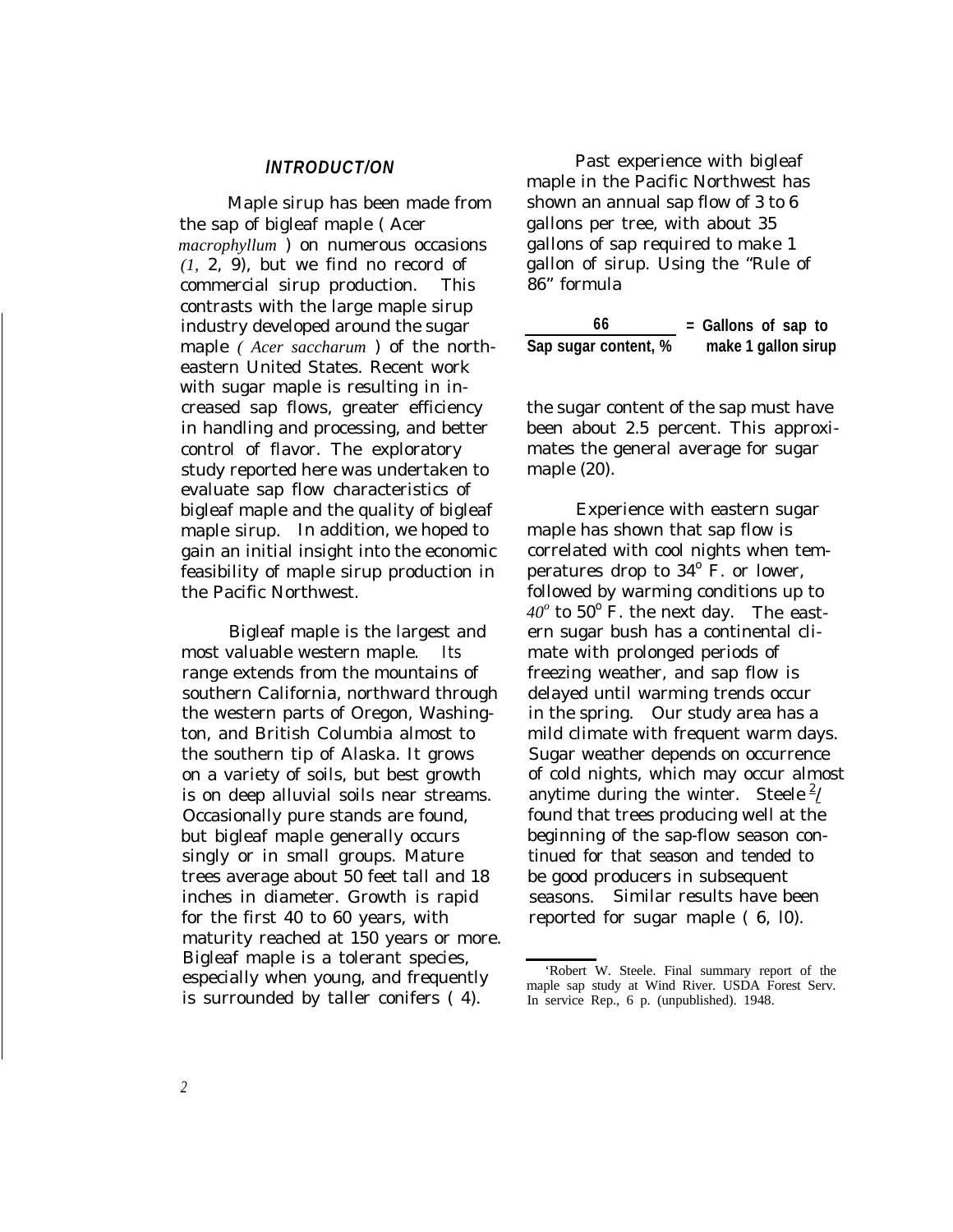## INTRODUCTION

Maple sirup has been made from the sap of bigleaf maple (*Acer macrophyllum*) on numerous occasions (1, 2, 9), but we find no record of commercial sirup production. This contrasts with the large maple sirup industry developed around the sugar maple (*Acer saccharum*) of the northeastern United States. Recent work with sugar maple is resulting in increased sap flows, greater efficiency in handling and processing, and better control of flavor. The exploratory study reported here was undertaken to evaluate sap flow characteristics of bigleaf maple and the quality of bigleaf maple sirup. In addition, we hoped to gain an initial insight into the economic feasibility of maple sirup production in the Pacific Northwest.

Bigleaf maple is the largest and most valuable western maple. Its range extends from the mountains of southern California, northward through the western parts of Oregon, Washington, and British Columbia almost to the southern tip of Alaska. It grows on a variety of soils, but best growth is on deep alluvial soils near streams. Occasionally pure stands are found, but bigleaf maple generally occurs singly or in small groups. Mature trees average about 50 feet tall and 18 inches in diameter. Growth is rapid for the first 40 to 60 years, with maturity reached at 150 years or more. Bigleaf maple is a tolerant species, especially when young, and frequently is surrounded by taller conifers (4).

Past experience with bigleaf maple in the Pacific Northwest has shown an annual sap flow of 3 to 6 gallons per tree, with about 35 gallons of sap required to make 1 gallon of sirup. Using the "Rule of 86" formula

$$\frac{66}{\text{Sap sugar content, \%}} = \text{Gallons of sap to make 1 gallon sirup}$$

the sugar content of the sap must have been about 2.5 percent. This approximates the general average for sugar maple (20).

Experience with eastern sugar maple has shown that sap flow is correlated with cool nights when temperatures drop to 34° F. or lower, followed by warming conditions up to 40° to 50° F. the next day. The eastern sugar bush has a continental climate with prolonged periods of freezing weather, and sap flow is delayed until warming trends occur in the spring. Our study area has a mild climate with frequent warm days. Sugar weather depends on occurrence of cold nights, which may occur almost anytime during the winter. Steele [2] found that trees producing well at the beginning of the sap-flow season continued for that season and tended to be good producers in subsequent seasons. Similar results have been reported for sugar maple (6, 10).

[2] Robert W. Steele. Final summary report of the maple sap study at Wind River. USDA Forest Serv. In service Rep., 6 p. (unpublished). 1948.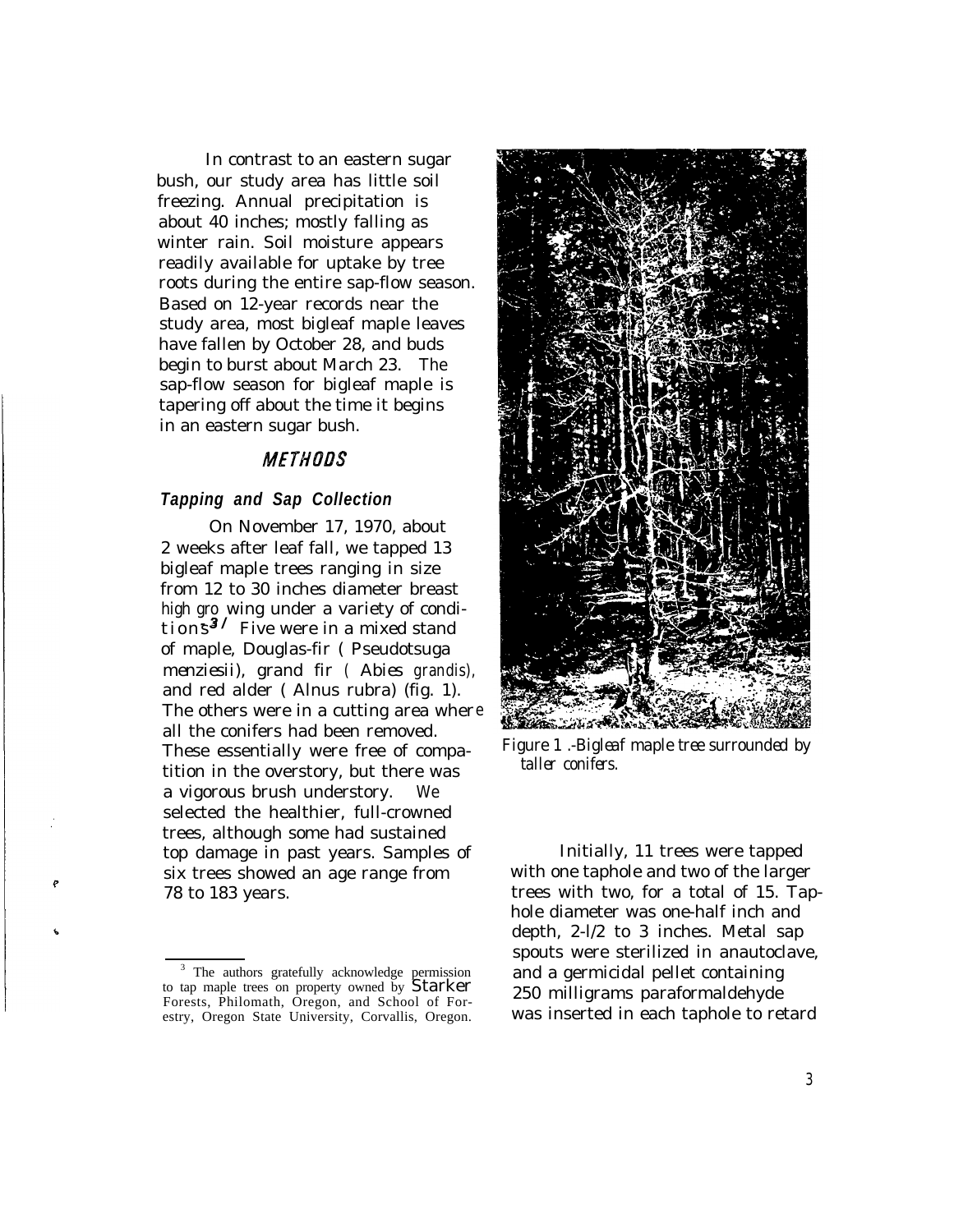In contrast to an eastern sugar bush, our study area has little soil freezing. Annual precipitation is about 40 inches; mostly falling as winter rain. Soil moisture appears readily available for uptake by tree roots during the entire sap-flow season. Based on 12-year records near the study area, most bigleaf maple leaves have fallen by October 28, and buds begin to burst about March 23. The sap-flow season for bigleaf maple is tapering off about the time it begins in an eastern sugar bush.

## METHODS

### *Tapping and Sap Collection*

On November 17, 1970, about 2 weeks after leaf fall, we tapped 13 bigleaf maple trees ranging in size from 12 to 30 inches diameter breast high growing under a variety of conditions.[3] Five were in a mixed stand of maple, Douglas-fir (*Pseudotsuga menziesii*), grand fir (*Abies grandis*), and red alder (*Alnus rubra*) (fig. 1). The others were in a cutting area where all the conifers had been removed. These essentially were free of competition in the overstory, but there was a vigorous brush understory. We selected the healthier, full-crowned trees, although some had sustained top damage in past years. Samples of six trees showed an age range from 78 to 183 years.

*Figure 1.-Bigleaf maple tree surrounded by taller conifers.*

Initially, 11 trees were tapped with one taphole and two of the larger trees with two, for a total of 15. Taphole diameter was one-half inch and depth, 2-1/2 to 3 inches. Metal sap spouts were sterilized in an autoclave, and a germicidal pellet containing 250 milligrams paraformaldehyde was inserted in each taphole to retard

---

[3] The authors gratefully acknowledge permission to tap maple trees on property owned by Starker Forests, Philomath, Oregon, and School of Forestry, Oregon State University, Corvallis, Oregon.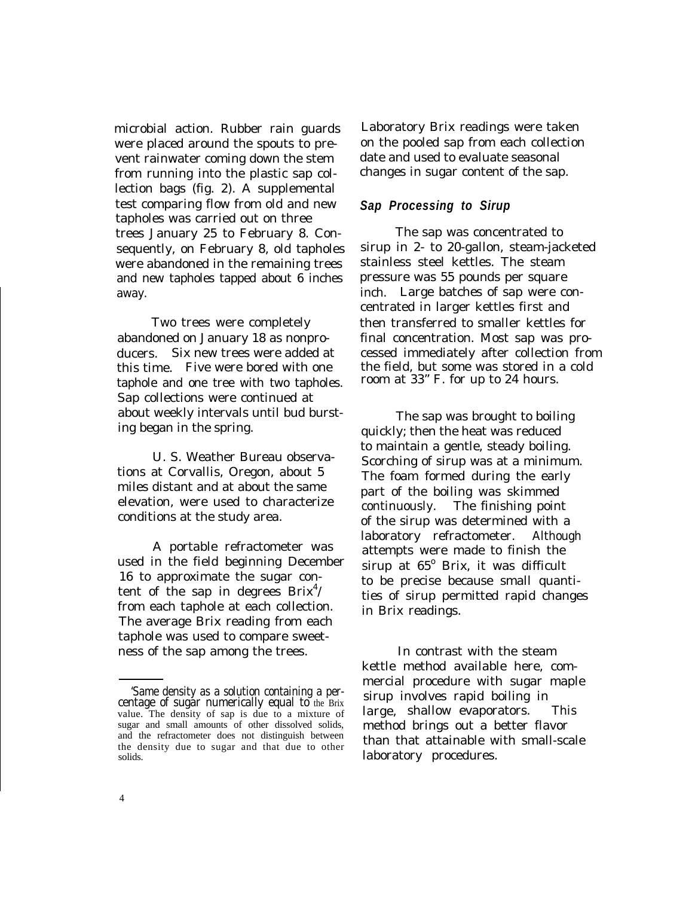microbial action. Rubber rain guards were placed around the spouts to prevent rainwater coming down the stem from running into the plastic sap collection bags (fig. 2). A supplemental test comparing flow from old and new tapholes was carried out on three trees January 25 to February 8. Consequently, on February 8, old tapholes were abandoned in the remaining trees and new tapholes tapped about 6 inches away.

Two trees were completely abandoned on January 18 as nonproducers. Six new trees were added at this time. Five were bored with one taphole and one tree with two tapholes. Sap collections were continued at about weekly intervals until bud bursting began in the spring.

U. S. Weather Bureau observations at Corvallis, Oregon, about 5 miles distant and at about the same elevation, were used to characterize conditions at the study area.

A portable refractometer was used in the field beginning December 16 to approximate the sugar content of the sap in degrees Brix[4]/ from each taphole at each collection. The average Brix reading from each taphole was used to compare sweetness of the sap among the trees.

Laboratory Brix readings were taken on the pooled sap from each collection date and used to evaluate seasonal changes in sugar content of the sap.

### *Sap Processing to Sirup*

The sap was concentrated to sirup in 2- to 20-gallon, steam-jacketed stainless steel kettles. The steam pressure was 55 pounds per square inch. Large batches of sap were concentrated in larger kettles first and then transferred to smaller kettles for final concentration. Most sap was processed immediately after collection from the field, but some was stored in a cold room at 33" F. for up to 24 hours.

The sap was brought to boiling quickly; then the heat was reduced to maintain a gentle, steady boiling. Scorching of sirup was at a minimum. The foam formed during the early part of the boiling was skimmed continuously. The finishing point of the sirup was determined with a laboratory refractometer. Although attempts were made to finish the sirup at 65° Brix, it was difficult to be precise because small quantities of sirup permitted rapid changes in Brix readings.

In contrast with the steam kettle method available here, commercial procedure with sugar maple sirup involves rapid boiling in large, shallow evaporators. This method brings out a better flavor than that attainable with small-scale laboratory procedures.

---

[4]Same density as a solution containing a percentage of sugar numerically equal to the Brix value. The density of sap is due to a mixture of sugar and small amounts of other dissolved solids, and the refractometer does not distinguish between the density due to sugar and that due to other solids.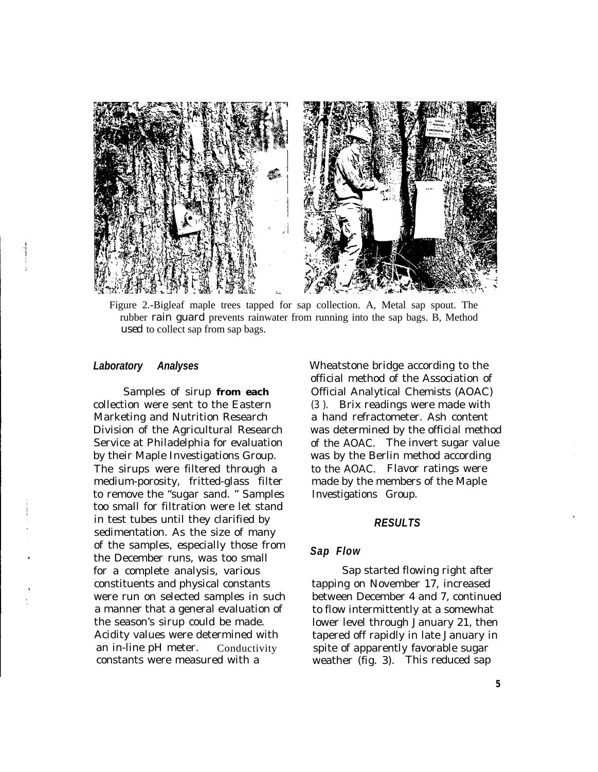Figure 2.-Bigleaf maple trees tapped for sap collection. A, Metal sap spout. The rubber rain guard prevents rainwater from running into the sap bags. B, Method used to collect sap from sap bags.

### *Laboratory Analyses*

Samples of sirup **from each** collection were sent to the Eastern Marketing and Nutrition Research Division of the Agricultural Research Service at Philadelphia for evaluation by their Maple Investigations Group. The sirups were filtered through a medium-porosity, fritted-glass filter to remove the "sugar sand." Samples too small for filtration were let stand in test tubes until they clarified by sedimentation. As the size of many of the samples, especially those from the December runs, was too small for a complete analysis, various constituents and physical constants were run on selected samples in such a manner that a general evaluation of the season's sirup could be made. Acidity values were determined with an in-line pH meter. Conductivity constants were measured with a Wheatstone bridge according to the official method of the Association of Official Analytical Chemists (AOAC) (3). Brix readings were made with a hand refractometer. Ash content was determined by the official method of the AOAC. The invert sugar value was by the Berlin method according to the AOAC. Flavor ratings were made by the members of the Maple Investigations Group.

## *RESULTS*

### *Sap Flow*

Sap started flowing right after tapping on November 17, increased between December 4 and 7, continued to flow intermittently at a somewhat lower level through January 21, then tapered off rapidly in late January in spite of apparently favorable sugar weather (fig. 3). This reduced sap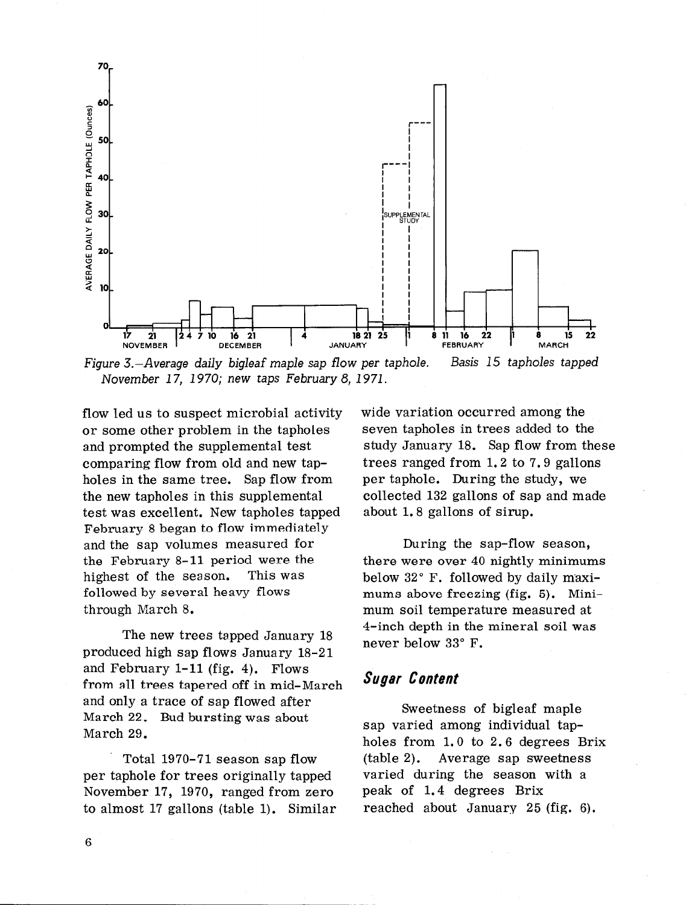*Figure 3.—Average daily bigleaf maple sap flow per taphole. Basis 15 tapholes tapped November 17, 1970; new taps February 8, 1971.*

flow led us to suspect microbial activity or some other problem in the tapholes and prompted the supplemental test comparing flow from old and new tapholes in the same tree. Sap flow from the new tapholes in this supplemental test was excellent. New tapholes tapped February 8 began to flow immediately and the sap volumes measured for the February 8-11 period were the highest of the season. This was followed by several heavy flows through March 8.

The new trees tapped January 18 produced high sap flows January 18-21 and February 1-11 (fig. 4). Flows from all trees tapered off in mid-March and only a trace of sap flowed after March 22. Bud bursting was about March 29.

Total 1970-71 season sap flow per taphole for trees originally tapped November 17, 1970, ranged from zero to almost 17 gallons (table 1). Similar wide variation occurred among the seven tapholes in trees added to the study January 18. Sap flow from these trees ranged from 1.2 to 7.9 gallons per taphole. During the study, we collected 132 gallons of sap and made about 1.8 gallons of sirup.

During the sap-flow season, there were over 40 nightly minimums below 32° F. followed by daily maximums above freezing (fig. 5). Minimum soil temperature measured at 4-inch depth in the mineral soil was never below 33° F.

## *Sugar Content*

Sweetness of bigleaf maple sap varied among individual tapholes from 1.0 to 2.6 degrees Brix (table 2). Average sap sweetness varied during the season with a peak of 1.4 degrees Brix reached about January 25 (fig. 6).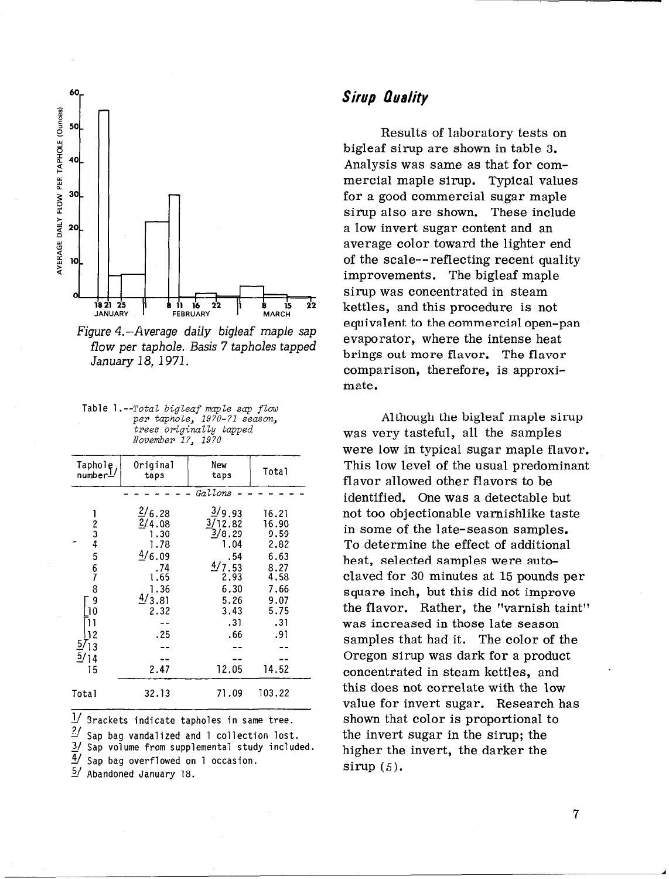Figure 4.–Average daily bigleaf maple sap flow per taphole. Basis 7 tapholes tapped January 18, 1971.

Table 1.--*Total bigleaf maple sap flow per taphole, 1970-71 season, trees originally tapped November 17, 1970*

| Taphole number[1] | Original taps | New taps | Total |
|---|---|---|---|
| | - - - - - - - *Gallons* | - - - - - - - | |
| 1 | [2]6.28 | [3]9.93 | 16.21 |
| 2 | [2]4.08 | [3]12.82 | 16.90 |
| 3 | 1.30 | [3]8.29 | 9.59 |
| 4 | 1.78 | 1.04 | 2.82 |
| 5 | [4]6.09 | .54 | 6.63 |
| 6 | .74 | [4]7.53 | 8.27 |
| 7 | 1.65 | 2.93 | 4.58 |
| 8 | 1.36 | 6.30 | 7.66 |
| [ 9 | [4]3.81 | 5.26 | 9.07 |
| 10 | 2.32 | 3.43 | 5.75 |
| [11 | -- | .31 | .31 |
| 12 | .25 | .66 | .91 |
| [5]13 | -- | -- | -- |
| [5]14 | -- | -- | -- |
| 15 | 2.47 | 12.05 | 14.52 |
| Total | 32.13 | 71.09 | 103.22 |

[1] Brackets indicate tapholes in same tree.
[2] Sap bag vandalized and 1 collection lost.
[3] Sap volume from supplemental study included.
[4] Sap bag overflowed on 1 occasion.
[5] Abandoned January 18.

## *Sirup Quality*

Results of laboratory tests on bigleaf sirup are shown in table 3. Analysis was same as that for commercial maple sirup. Typical values for a good commercial sugar maple sirup also are shown. These include a low invert sugar content and an average color toward the lighter end of the scale--reflecting recent quality improvements. The bigleaf maple sirup was concentrated in steam kettles, and this procedure is not equivalent to the commercial open-pan evaporator, where the intense heat brings out more flavor. The flavor comparison, therefore, is approximate.

Although the bigleaf maple sirup was very tasteful, all the samples were low in typical sugar maple flavor. This low level of the usual predominant flavor allowed other flavors to be identified. One was a detectable but not too objectionable varnishlike taste in some of the late-season samples. To determine the effect of additional heat, selected samples were autoclaved for 30 minutes at 15 pounds per square inch, but this did not improve the flavor. Rather, the "varnish taint" was increased in those late season samples that had it. The color of the Oregon sirup was dark for a product concentrated in steam kettles, and this does not correlate with the low value for invert sugar. Research has shown that color is proportional to the invert sugar in the sirup; the higher the invert, the darker the sirup (*5*).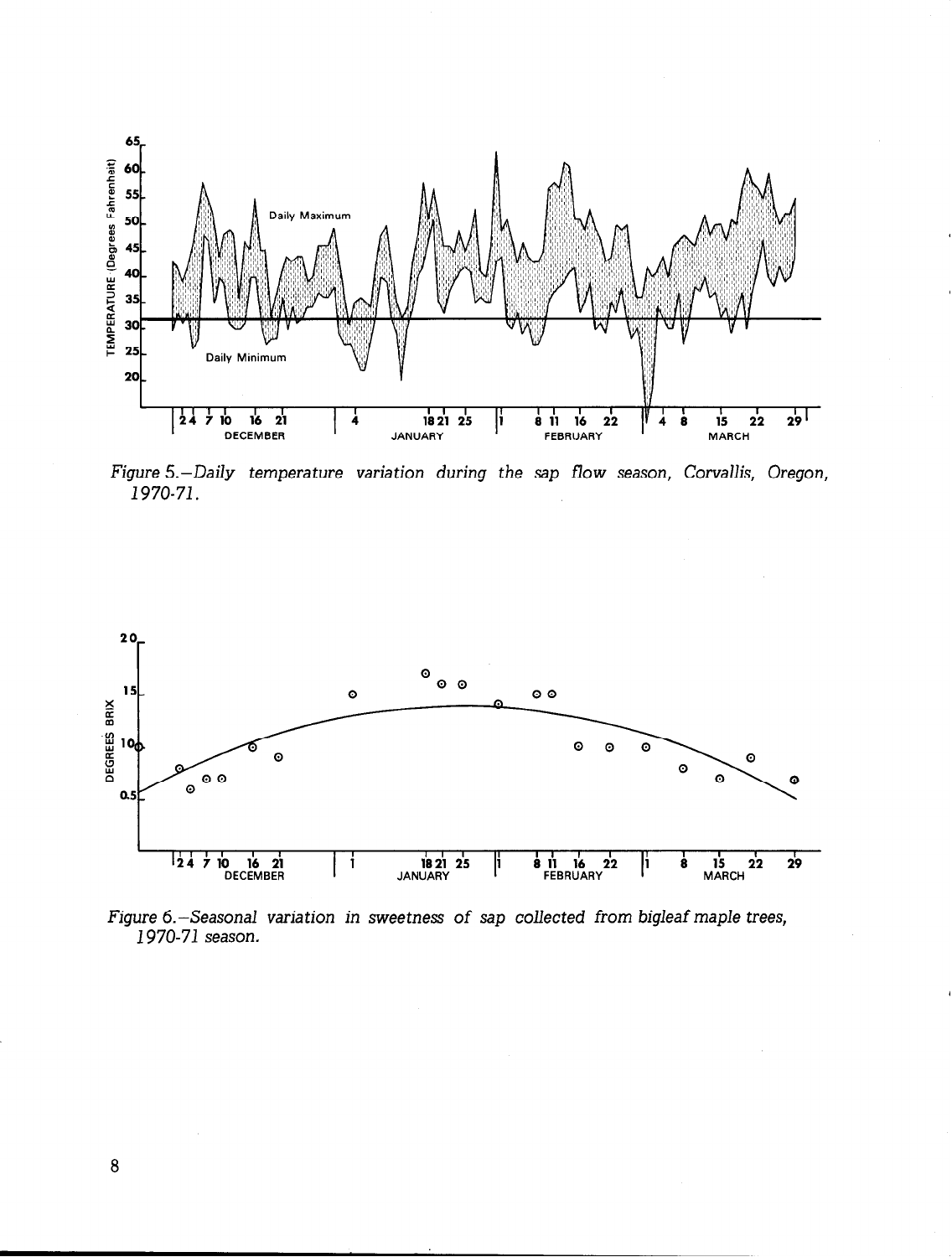Figure 5.—Daily temperature variation during the sap flow season, Corvallis, Oregon, 1970-71.

Figure 6.—Seasonal variation in sweetness of sap collected from bigleaf maple trees, 1970-71 season.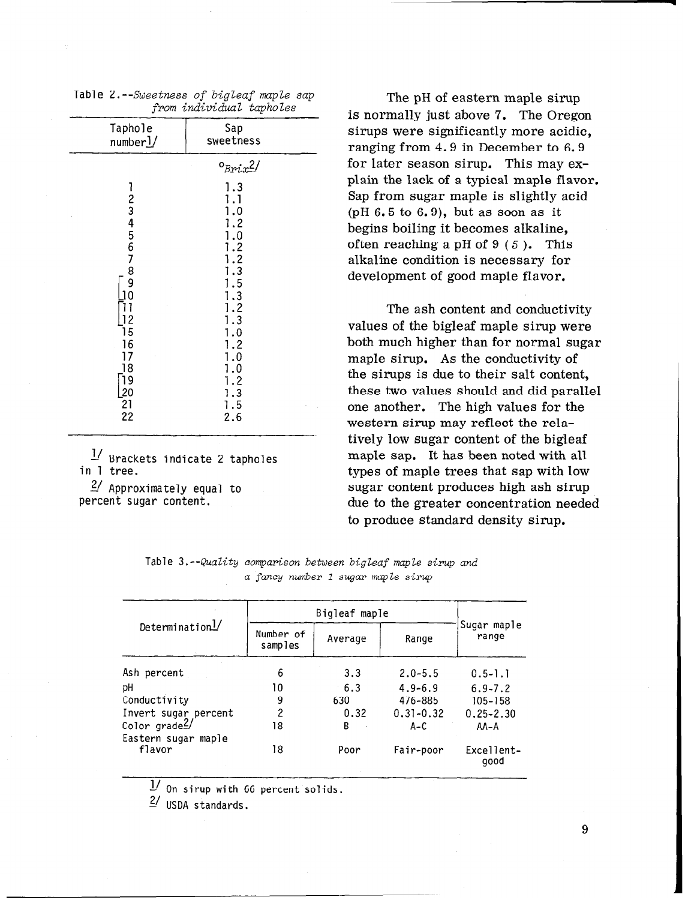Table 2.--*Sweetness of bigleaf maple sap from individual tapholes*

| Taphole number[1] | Sap sweetness |
|---|---|
| | $^{o}$*Brix*[2] |
| 1 | 1.3 |
| 2 | 1.1 |
| 3 | 1.0 |
| 4 | 1.2 |
| 5 | 1.0 |
| 6 | 1.2 |
| 7 | 1.2 |
| 8 | 1.3 |
| 9 | 1.5 |
| 10 | 1.3 |
| 11 | 1.2 |
| 12 | 1.3 |
| 15 | 1.0 |
| 16 | 1.2 |
| 17 | 1.0 |
| 18 | 1.0 |
| 19 | 1.2 |
| 20 | 1.3 |
| 21 | 1.5 |
| 22 | 2.6 |

[1] Brackets indicate 2 tapholes in 1 tree.

[2] Approximately equal to percent sugar content.

The pH of eastern maple sirup is normally just above 7. The Oregon sirups were significantly more acidic, ranging from 4.9 in December to 6.9 for later season sirup. This may explain the lack of a typical maple flavor. Sap from sugar maple is slightly acid (pH 6.5 to 6.9), but as soon as it begins boiling it becomes alkaline, often reaching a pH of 9 (*5*). This alkaline condition is necessary for development of good maple flavor.

The ash content and conductivity values of the bigleaf maple sirup were both much higher than for normal sugar maple sirup. As the conductivity of the sirups is due to their salt content, these two values should and did parallel one another. The high values for the western sirup may reflect the relatively low sugar content of the bigleaf maple sap. It has been noted with all types of maple trees that sap with low sugar content produces high ash sirup due to the greater concentration needed to produce standard density sirup.

Table 3.--*Quality comparison between bigleaf maple sirup and a fancy number 1 sugar maple sirup*

| Determination[1] | Bigleaf maple | | | Sugar maple range |
|---|---|---|---|---|
| | Number of samples | Average | Range | |
| Ash percent | 6 | 3.3 | 2.0-5.5 | 0.5-1.1 |
| pH | 10 | 6.3 | 4.9-6.9 | 6.9-7.2 |
| Conductivity | 9 | 630 | 476-885 | 105-158 |
| Invert sugar percent | 2 | 0.32 | 0.31-0.32 | 0.25-2.30 |
| Color grade[2] | 18 | B | A-C | AA-A |
| Eastern sugar maple flavor | 18 | Poor | Fair-poor | Excellent-good |

[1] On sirup with 66 percent solids.

[2] USDA standards.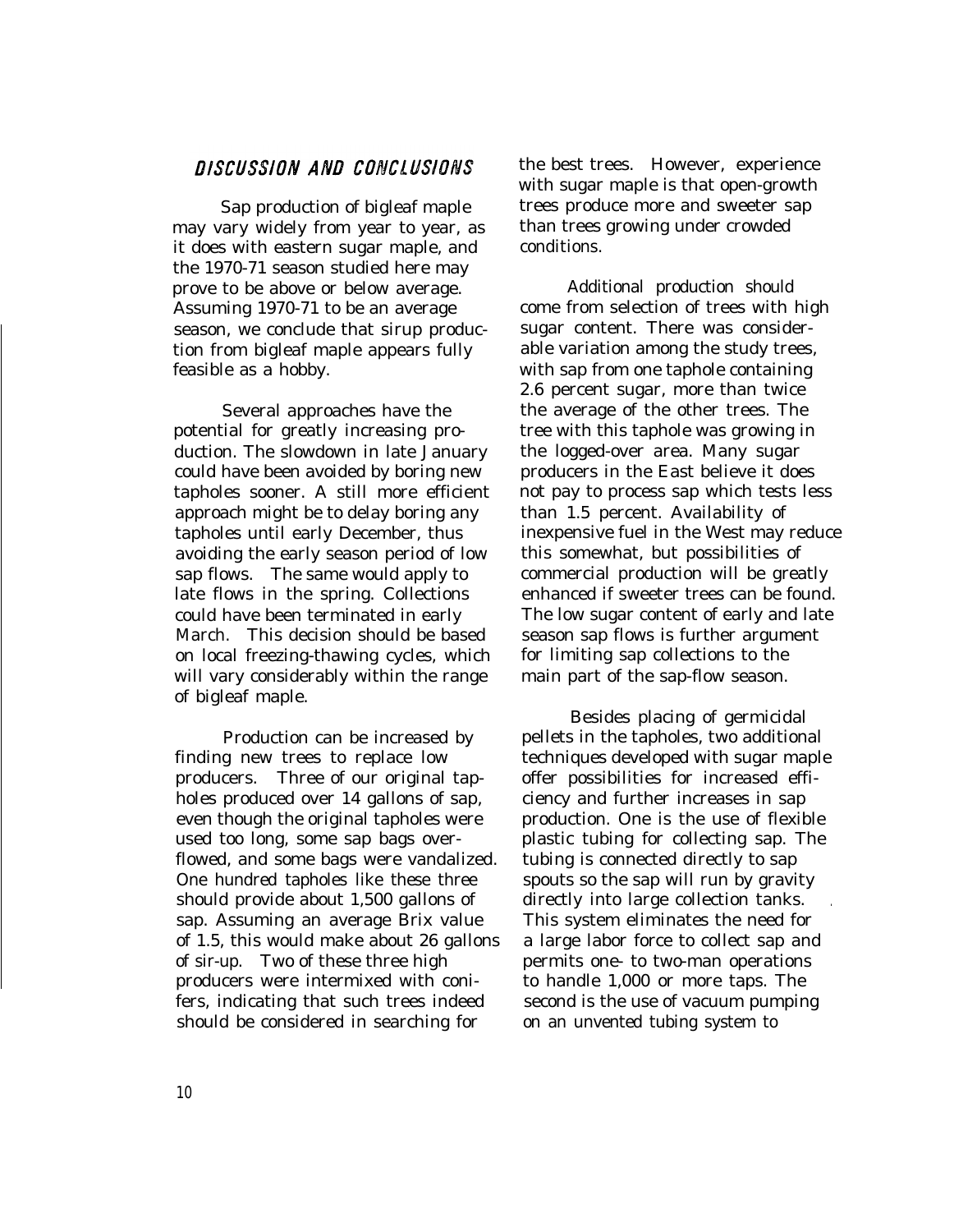## DISCUSSION AND CONCLUSIONS

Sap production of bigleaf maple may vary widely from year to year, as it does with eastern sugar maple, and the 1970-71 season studied here may prove to be above or below average. Assuming 1970-71 to be an average season, we conclude that sirup production from bigleaf maple appears fully feasible as a hobby.

Several approaches have the potential for greatly increasing production. The slowdown in late January could have been avoided by boring new tapholes sooner. A still more efficient approach might be to delay boring any tapholes until early December, thus avoiding the early season period of low sap flows. The same would apply to late flows in the spring. Collections could have been terminated in early March. This decision should be based on local freezing-thawing cycles, which will vary considerably within the range of bigleaf maple.

Production can be increased by finding new trees to replace low producers. Three of our original tapholes produced over 14 gallons of sap, even though the original tapholes were used too long, some sap bags overflowed, and some bags were vandalized. One hundred tapholes like these three should provide about 1,500 gallons of sap. Assuming an average Brix value of 1.5, this would make about 26 gallons of sir-up. Two of these three high producers were intermixed with conifers, indicating that such trees indeed should be considered in searching for the best trees. However, experience with sugar maple is that open-growth trees produce more and sweeter sap than trees growing under crowded conditions.

Additional production should come from selection of trees with high sugar content. There was considerable variation among the study trees, with sap from one taphole containing 2.6 percent sugar, more than twice the average of the other trees. The tree with this taphole was growing in the logged-over area. Many sugar producers in the East believe it does not pay to process sap which tests less than 1.5 percent. Availability of inexpensive fuel in the West may reduce this somewhat, but possibilities of commercial production will be greatly enhanced if sweeter trees can be found. The low sugar content of early and late season sap flows is further argument for limiting sap collections to the main part of the sap-flow season.

Besides placing of germicidal pellets in the tapholes, two additional techniques developed with sugar maple offer possibilities for increased efficiency and further increases in sap production. One is the use of flexible plastic tubing for collecting sap. The tubing is connected directly to sap spouts so the sap will run by gravity directly into large collection tanks. This system eliminates the need for a large labor force to collect sap and permits one- to two-man operations to handle 1,000 or more taps. The second is the use of vacuum pumping on an unvented tubing system to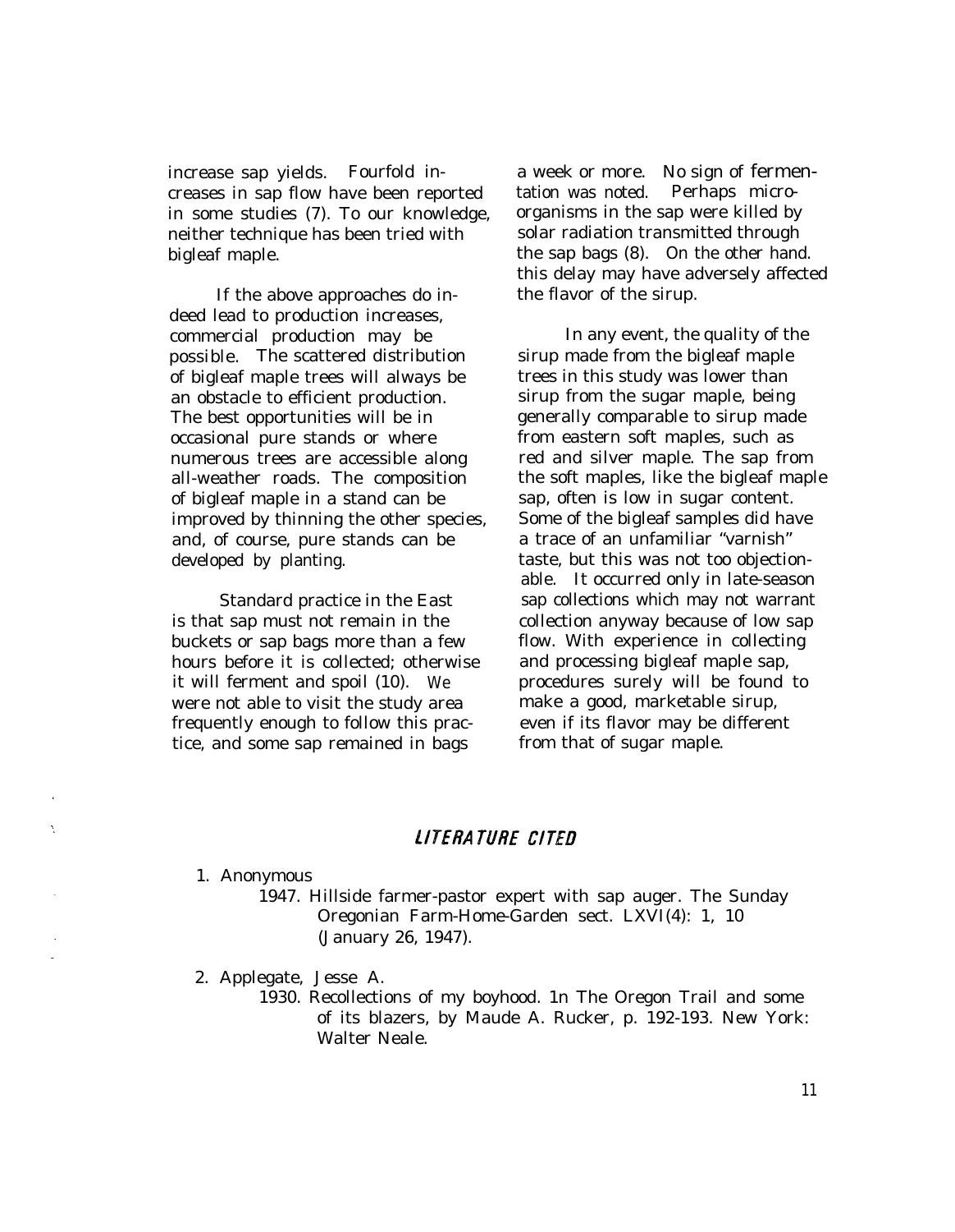increase sap yields. Fourfold increases in sap flow have been reported in some studies (7). To our knowledge, neither technique has been tried with bigleaf maple.

If the above approaches do indeed lead to production increases, commercial production may be possible. The scattered distribution of bigleaf maple trees will always be an obstacle to efficient production. The best opportunities will be in occasional pure stands or where numerous trees are accessible along all-weather roads. The composition of bigleaf maple in a stand can be improved by thinning the other species, and, of course, pure stands can be developed by planting.

Standard practice in the East is that sap must not remain in the buckets or sap bags more than a few hours before it is collected; otherwise it will ferment and spoil (10). We were not able to visit the study area frequently enough to follow this practice, and some sap remained in bags a week or more. No sign of fermentation was noted. Perhaps microorganisms in the sap were killed by solar radiation transmitted through the sap bags (8). On the other hand. this delay may have adversely affected the flavor of the sirup.

In any event, the quality of the sirup made from the bigleaf maple trees in this study was lower than sirup from the sugar maple, being generally comparable to sirup made from eastern soft maples, such as red and silver maple. The sap from the soft maples, like the bigleaf maple sap, often is low in sugar content. Some of the bigleaf samples did have a trace of an unfamiliar "varnish" taste, but this was not too objectionable. It occurred only in late-season sap collections which may not warrant collection anyway because of low sap flow. With experience in collecting and processing bigleaf maple sap, procedures surely will be found to make a good, marketable sirup, even if its flavor may be different from that of sugar maple.

## LITERATURE CITED

1. Anonymous
   1947. Hillside farmer-pastor expert with sap auger. The Sunday Oregonian Farm-Home-Garden sect. LXVI(4): 1, 10 (January 26, 1947).

2. Applegate, Jesse A.
   1930. Recollections of my boyhood. 1n The Oregon Trail and some of its blazers, by Maude A. Rucker, p. 192-193. New York: Walter Neale.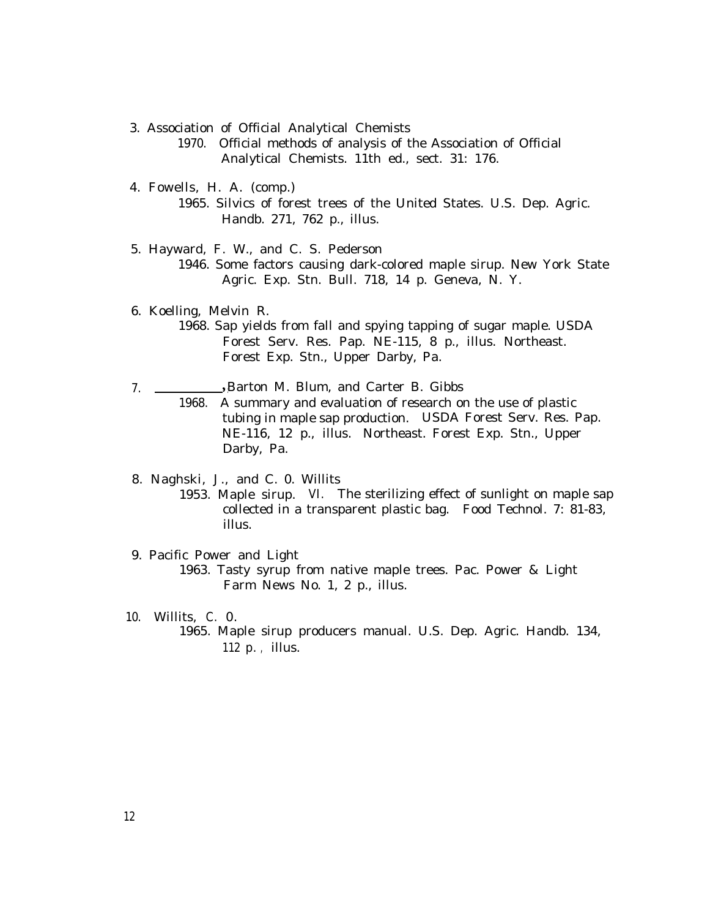3. Association of Official Analytical Chemists
   1970. Official methods of analysis of the Association of Official Analytical Chemists. 11th ed., sect. 31: 176.

4. Fowells, H. A. (comp.)
   1965. Silvics of forest trees of the United States. U.S. Dep. Agric. Handb. 271, 762 p., illus.

5. Hayward, F. W., and C. S. Pederson
   1946. Some factors causing dark-colored maple sirup. New York State Agric. Exp. Stn. Bull. 718, 14 p. Geneva, N. Y.

6. Koelling, Melvin R.
   1968. Sap yields from fall and spying tapping of sugar maple. USDA Forest Serv. Res. Pap. NE-115, 8 p., illus. Northeast. Forest Exp. Stn., Upper Darby, Pa.

7. __________, Barton M. Blum, and Carter B. Gibbs
   1968. A summary and evaluation of research on the use of plastic tubing in maple sap production. USDA Forest Serv. Res. Pap. NE-116, 12 p., illus. Northeast. Forest Exp. Stn., Upper Darby, Pa.

8. Naghski, J., and C. 0. Willits
   1953. Maple sirup. VI. The sterilizing effect of sunlight on maple sap collected in a transparent plastic bag. Food Technol. 7: 81-83, illus.

9. Pacific Power and Light
   1963. Tasty syrup from native maple trees. Pac. Power & Light Farm News No. 1, 2 p., illus.

10. Willits, C. 0.
    1965. Maple sirup producers manual. U.S. Dep. Agric. Handb. 134, 112 p., illus.